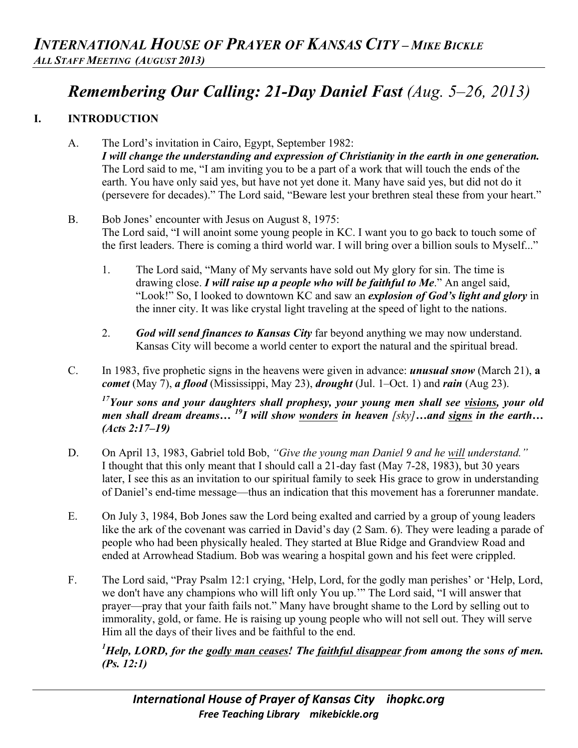# *Remembering Our Calling: 21-Day Daniel Fast (Aug. 5–26, 2013)*

## I. INTRODUCTION

A. The Lord's invitation in Cairo, Egypt, September 1982:
***I will change the understanding and expression of Christianity in the earth in one generation.*** The Lord said to me, "I am inviting you to be a part of a work that will touch the ends of the earth. You have only said yes, but have not yet done it. Many have said yes, but did not do it (persevere for decades)." The Lord said, "Beware lest your brethren steal these from your heart."

B. Bob Jones' encounter with Jesus on August 8, 1975:
The Lord said, "I will anoint some young people in KC. I want you to go back to touch some of the first leaders. There is coming a third world war. I will bring over a billion souls to Myself..."

1. The Lord said, "Many of My servants have sold out My glory for sin. The time is drawing close. ***I will raise up a people who will be faithful to Me***." An angel said, "Look!" So, I looked to downtown KC and saw an ***explosion of God's light and glory*** in the inner city. It was like crystal light traveling at the speed of light to the nations.

2. ***God will send finances to Kansas City*** far beyond anything we may now understand. Kansas City will become a world center to export the natural and the spiritual bread.

C. In 1983, five prophetic signs in the heavens were given in advance: ***unusual snow*** (March 21), **a** ***comet*** (May 7), ***a flood*** (Mississippi, May 23), ***drought*** (Jul. 1–Oct. 1) and ***rain*** (Aug 23).

***[17]Your sons and your daughters shall prophesy, your young men shall see visions, your old men shall dream dreams… [19]I will show wonders in heaven [sky]…and signs in the earth… (Acts 2:17–19)***

D. On April 13, 1983, Gabriel told Bob, *"Give the young man Daniel 9 and he will understand."* I thought that this only meant that I should call a 21-day fast (May 7-28, 1983), but 30 years later, I see this as an invitation to our spiritual family to seek His grace to grow in understanding of Daniel's end-time message—thus an indication that this movement has a forerunner mandate.

E. On July 3, 1984, Bob Jones saw the Lord being exalted and carried by a group of young leaders like the ark of the covenant was carried in David's day (2 Sam. 6). They were leading a parade of people who had been physically healed. They started at Blue Ridge and Grandview Road and ended at Arrowhead Stadium. Bob was wearing a hospital gown and his feet were crippled.

F. The Lord said, "Pray Psalm 12:1 crying, 'Help, Lord, for the godly man perishes' or 'Help, Lord, we don't have any champions who will lift only You up.'" The Lord said, "I will answer that prayer—pray that your faith fails not." Many have brought shame to the Lord by selling out to immorality, gold, or fame. He is raising up young people who will not sell out. They will serve Him all the days of their lives and be faithful to the end.

***[1]Help, LORD, for the godly man ceases! The faithful disappear from among the sons of men. (Ps. 12:1)***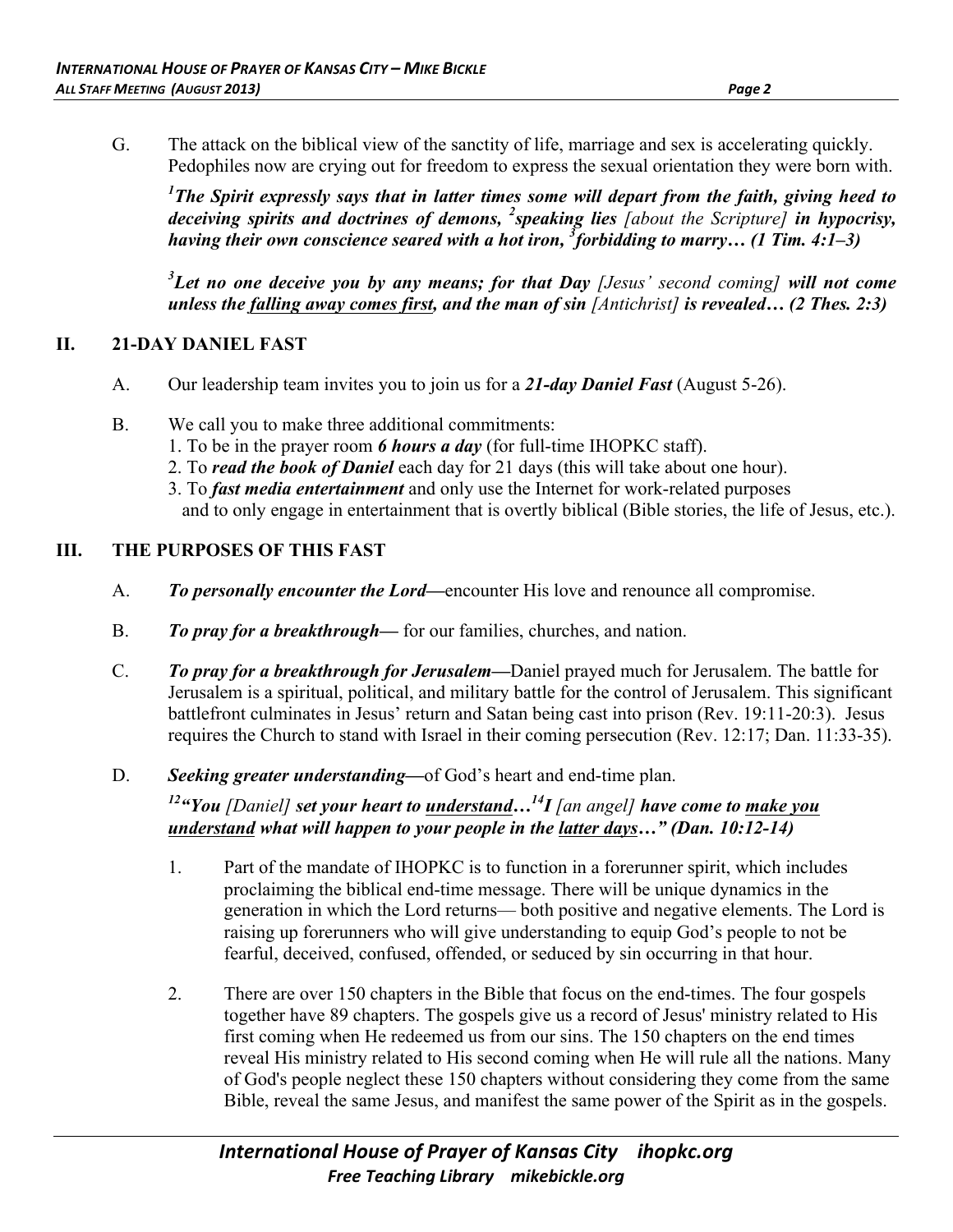G. The attack on the biblical view of the sanctity of life, marriage and sex is accelerating quickly. Pedophiles now are crying out for freedom to express the sexual orientation they were born with.

> [1]***The Spirit expressly says that in latter times some will depart from the faith, giving heed to deceiving spirits and doctrines of demons,*** [2]***speaking lies*** *[about the Scripture]* ***in hypocrisy, having their own conscience seared with a hot iron,*** [3]***forbidding to marry… (1 Tim. 4:1–3)***

> [3]***Let no one deceive you by any means; for that Day*** *[Jesus' second coming]* ***will not come unless the <u>falling away comes first</u>, and the man of sin*** *[Antichrist]* ***is revealed… (2 Thes. 2:3)***

## II. 21-DAY DANIEL FAST

A. Our leadership team invites you to join us for a ***21-day Daniel Fast*** (August 5-26).

B. We call you to make three additional commitments:
1. To be in the prayer room ***6 hours a day*** (for full-time IHOPKC staff).
2. To ***read the book of Daniel*** each day for 21 days (this will take about one hour).
3. To ***fast media entertainment*** and only use the Internet for work-related purposes and to only engage in entertainment that is overtly biblical (Bible stories, the life of Jesus, etc.).

## III. THE PURPOSES OF THIS FAST

A. ***To personally encounter the Lord—***encounter His love and renounce all compromise.

B. ***To pray for a breakthrough—*** for our families, churches, and nation.

C. ***To pray for a breakthrough for Jerusalem—***Daniel prayed much for Jerusalem. The battle for Jerusalem is a spiritual, political, and military battle for the control of Jerusalem. This significant battlefront culminates in Jesus' return and Satan being cast into prison (Rev. 19:11-20:3). Jesus requires the Church to stand with Israel in their coming persecution (Rev. 12:17; Dan. 11:33-35).

D. ***Seeking greater understanding—***of God's heart and end-time plan.

> [12]***"You*** *[Daniel]* ***set your heart to <u>understand</u>…***[14]***I*** *[an angel]* ***have come to <u>make you understand</u> what will happen to your people in the <u>latter days</u>…" (Dan. 10:12-14)***

1. Part of the mandate of IHOPKC is to function in a forerunner spirit, which includes proclaiming the biblical end-time message. There will be unique dynamics in the generation in which the Lord returns— both positive and negative elements. The Lord is raising up forerunners who will give understanding to equip God's people to not be fearful, deceived, confused, offended, or seduced by sin occurring in that hour.

2. There are over 150 chapters in the Bible that focus on the end-times. The four gospels together have 89 chapters. The gospels give us a record of Jesus' ministry related to His first coming when He redeemed us from our sins. The 150 chapters on the end times reveal His ministry related to His second coming when He will rule all the nations. Many of God's people neglect these 150 chapters without considering they come from the same Bible, reveal the same Jesus, and manifest the same power of the Spirit as in the gospels.